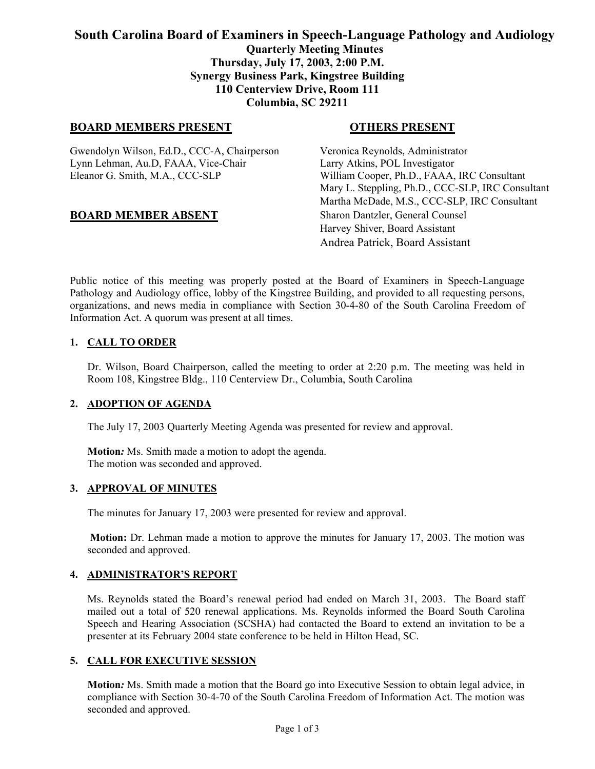# South Carolina Board of Examiners in Speech-Language Pathology and Audiology

**Quarterly Meeting Minutes**
**Thursday, July 17, 2003, 2:00 P.M.**
**Synergy Business Park, Kingstree Building**
**110 Centerview Drive, Room 111**
**Columbia, SC 29211**

## BOARD MEMBERS PRESENT

Gwendolyn Wilson, Ed.D., CCC-A, Chairperson
Lynn Lehman, Au.D, FAAA, Vice-Chair
Eleanor G. Smith, M.A., CCC-SLP

## BOARD MEMBER ABSENT

## OTHERS PRESENT

Veronica Reynolds, Administrator
Larry Atkins, POL Investigator
William Cooper, Ph.D., FAAA, IRC Consultant
Mary L. Steppling, Ph.D., CCC-SLP, IRC Consultant
Martha McDade, M.S., CCC-SLP, IRC Consultant
Sharon Dantzler, General Counsel
Harvey Shiver, Board Assistant
Andrea Patrick, Board Assistant

Public notice of this meeting was properly posted at the Board of Examiners in Speech-Language Pathology and Audiology office, lobby of the Kingstree Building, and provided to all requesting persons, organizations, and news media in compliance with Section 30-4-80 of the South Carolina Freedom of Information Act. A quorum was present at all times.

## 1. CALL TO ORDER

Dr. Wilson, Board Chairperson, called the meeting to order at 2:20 p.m. The meeting was held in Room 108, Kingstree Bldg., 110 Centerview Dr., Columbia, South Carolina

## 2. ADOPTION OF AGENDA

The July 17, 2003 Quarterly Meeting Agenda was presented for review and approval.

**Motion***:* Ms. Smith made a motion to adopt the agenda.
The motion was seconded and approved.

## 3. APPROVAL OF MINUTES

The minutes for January 17, 2003 were presented for review and approval.

**Motion:** Dr. Lehman made a motion to approve the minutes for January 17, 2003. The motion was seconded and approved.

## 4. ADMINISTRATOR'S REPORT

Ms. Reynolds stated the Board's renewal period had ended on March 31, 2003. The Board staff mailed out a total of 520 renewal applications. Ms. Reynolds informed the Board South Carolina Speech and Hearing Association (SCSHA) had contacted the Board to extend an invitation to be a presenter at its February 2004 state conference to be held in Hilton Head, SC.

## 5. CALL FOR EXECUTIVE SESSION

**Motion***:* Ms. Smith made a motion that the Board go into Executive Session to obtain legal advice, in compliance with Section 30-4-70 of the South Carolina Freedom of Information Act. The motion was seconded and approved.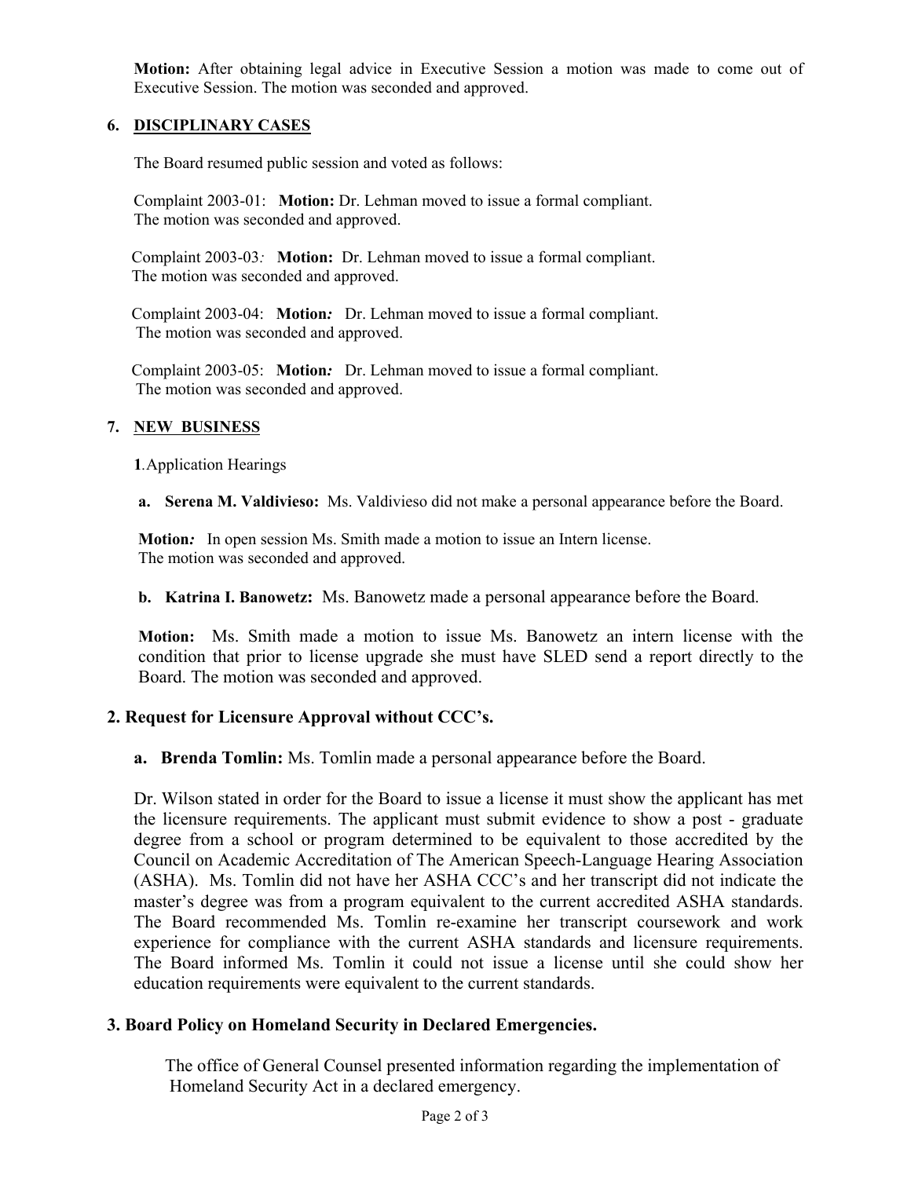**Motion:** After obtaining legal advice in Executive Session a motion was made to come out of Executive Session. The motion was seconded and approved.

## 6. DISCIPLINARY CASES

The Board resumed public session and voted as follows:

Complaint 2003-01: **Motion:** Dr. Lehman moved to issue a formal compliant. The motion was seconded and approved.

Complaint 2003-03*:* **Motion:** Dr. Lehman moved to issue a formal compliant. The motion was seconded and approved.

Complaint 2003-04: **Motion*:*** Dr. Lehman moved to issue a formal compliant. The motion was seconded and approved.

Complaint 2003-05: **Motion*:*** Dr. Lehman moved to issue a formal compliant. The motion was seconded and approved.

## 7. NEW BUSINESS

**1**.Application Hearings

**a. Serena M. Valdivieso:** Ms. Valdivieso did not make a personal appearance before the Board.

**Motion*:*** In open session Ms. Smith made a motion to issue an Intern license. The motion was seconded and approved.

**b. Katrina I. Banowetz:** Ms. Banowetz made a personal appearance before the Board.

**Motion:** Ms. Smith made a motion to issue Ms. Banowetz an intern license with the condition that prior to license upgrade she must have SLED send a report directly to the Board. The motion was seconded and approved.

### 2. Request for Licensure Approval without CCC's.

**a. Brenda Tomlin:** Ms. Tomlin made a personal appearance before the Board.

Dr. Wilson stated in order for the Board to issue a license it must show the applicant has met the licensure requirements. The applicant must submit evidence to show a post - graduate degree from a school or program determined to be equivalent to those accredited by the Council on Academic Accreditation of The American Speech-Language Hearing Association (ASHA). Ms. Tomlin did not have her ASHA CCC's and her transcript did not indicate the master's degree was from a program equivalent to the current accredited ASHA standards. The Board recommended Ms. Tomlin re-examine her transcript coursework and work experience for compliance with the current ASHA standards and licensure requirements. The Board informed Ms. Tomlin it could not issue a license until she could show her education requirements were equivalent to the current standards.

### 3. Board Policy on Homeland Security in Declared Emergencies.

The office of General Counsel presented information regarding the implementation of Homeland Security Act in a declared emergency.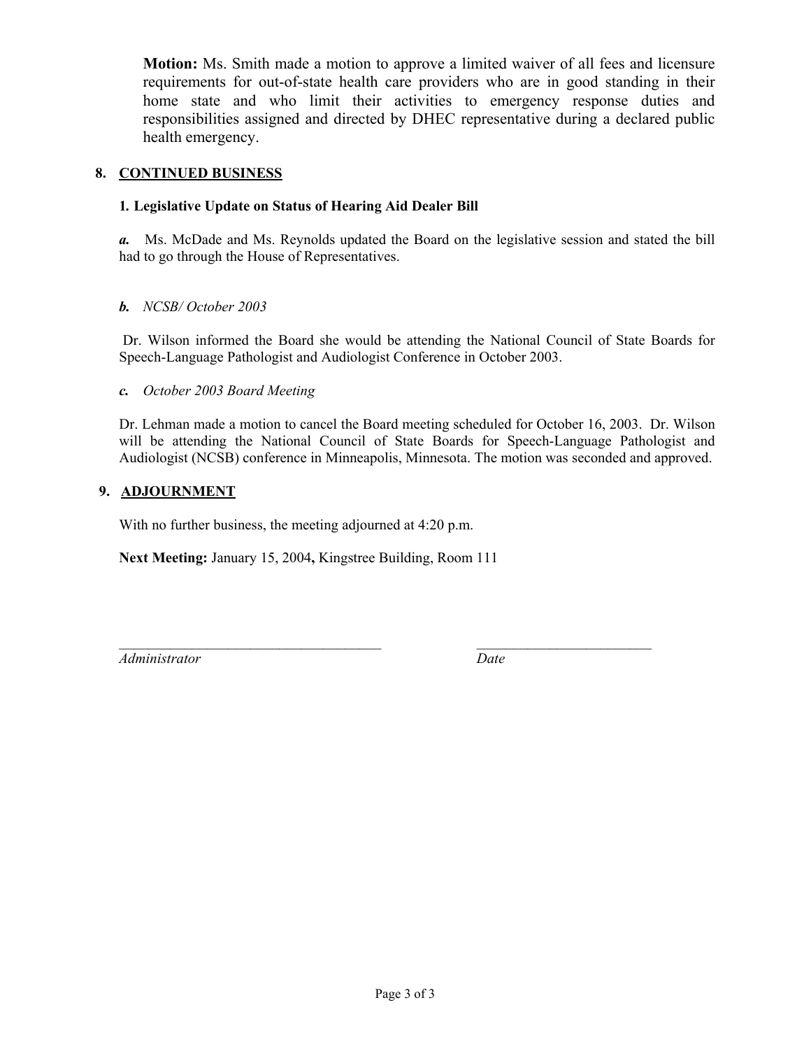**Motion:** Ms. Smith made a motion to approve a limited waiver of all fees and licensure requirements for out-of-state health care providers who are in good standing in their home state and who limit their activities to emergency response duties and responsibilities assigned and directed by DHEC representative during a declared public health emergency.

## 8. CONTINUED BUSINESS

### 1. Legislative Update on Status of Hearing Aid Dealer Bill

***a.*** Ms. McDade and Ms. Reynolds updated the Board on the legislative session and stated the bill had to go through the House of Representatives.

***b.*** *NCSB/ October 2003*

Dr. Wilson informed the Board she would be attending the National Council of State Boards for Speech-Language Pathologist and Audiologist Conference in October 2003.

***c.*** *October 2003 Board Meeting*

Dr. Lehman made a motion to cancel the Board meeting scheduled for October 16, 2003. Dr. Wilson will be attending the National Council of State Boards for Speech-Language Pathologist and Audiologist (NCSB) conference in Minneapolis, Minnesota. The motion was seconded and approved.

## 9. ADJOURNMENT

With no further business, the meeting adjourned at 4:20 p.m.

**Next Meeting:** January 15, 2004**,** Kingstree Building, Room 111

______________________________________ _________________________

*Administrator* *Date*